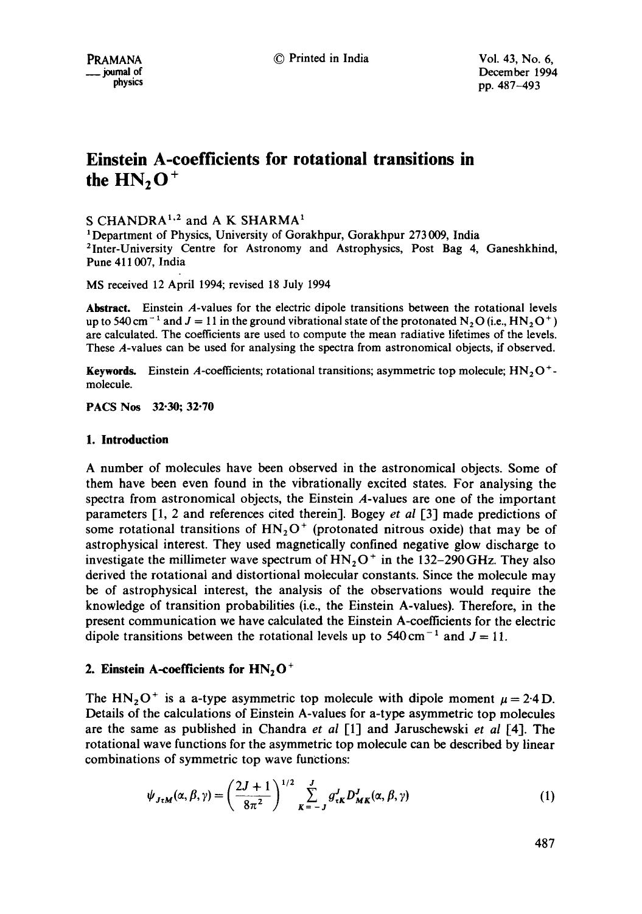# Einstein A-coefficients for rotational transitions in the $HN_2O^+$

S CHANDRA[1,2] and A K SHARMA[1]

[1]Department of Physics, University of Gorakhpur, Gorakhpur 273 009, India

[2]Inter-University Centre for Astronomy and Astrophysics, Post Bag 4, Ganeshkhind, Pune 411 007, India

MS received 12 April 1994; revised 18 July 1994

**Abstract.** Einstein $A$-values for the electric dipole transitions between the rotational levels up to $540\,\text{cm}^{-1}$ and $J = 11$ in the ground vibrational state of the protonated $N_2O$ (i.e., $HN_2O^+$) are calculated. The coefficients are used to compute the mean radiative lifetimes of the levels. These $A$-values can be used for analysing the spectra from astronomical objects, if observed.

**Keywords.** Einstein $A$-coefficients; rotational transitions; asymmetric top molecule; $HN_2O^+$-molecule.

**PACS Nos** 32·30; 32·70

## 1. Introduction

A number of molecules have been observed in the astronomical objects. Some of them have been even found in the vibrationally excited states. For analysing the spectra from astronomical objects, the Einstein $A$-values are one of the important parameters [1, 2 and references cited therein]. Bogey *et al* [3] made predictions of some rotational transitions of $HN_2O^+$ (protonated nitrous oxide) that may be of astrophysical interest. They used magnetically confined negative glow discharge to investigate the millimeter wave spectrum of $HN_2O^+$ in the 132–290 GHz. They also derived the rotational and distortional molecular constants. Since the molecule may be of astrophysical interest, the analysis of the observations would require the knowledge of transition probabilities (i.e., the Einstein A-values). Therefore, in the present communication we have calculated the Einstein A-coefficients for the electric dipole transitions between the rotational levels up to $540\,\text{cm}^{-1}$ and $J = 11$.

## 2. Einstein A-coefficients for $HN_2O^+$

The $HN_2O^+$ is a a-type asymmetric top molecule with dipole moment $\mu = 2{\cdot}4\,\text{D}$. Details of the calculations of Einstein A-values for a-type asymmetric top molecules are the same as published in Chandra *et al* [1] and Jaruschewski *et al* [4]. The rotational wave functions for the asymmetric top molecule can be described by linear combinations of symmetric top wave functions:

$$\psi_{J\tau M}(\alpha, \beta, \gamma) = \left(\frac{2J+1}{8\pi^2}\right)^{1/2} \sum_{K=-J}^{J} g^J_{\tau K} D^J_{MK}(\alpha, \beta, \gamma) \tag{1}$$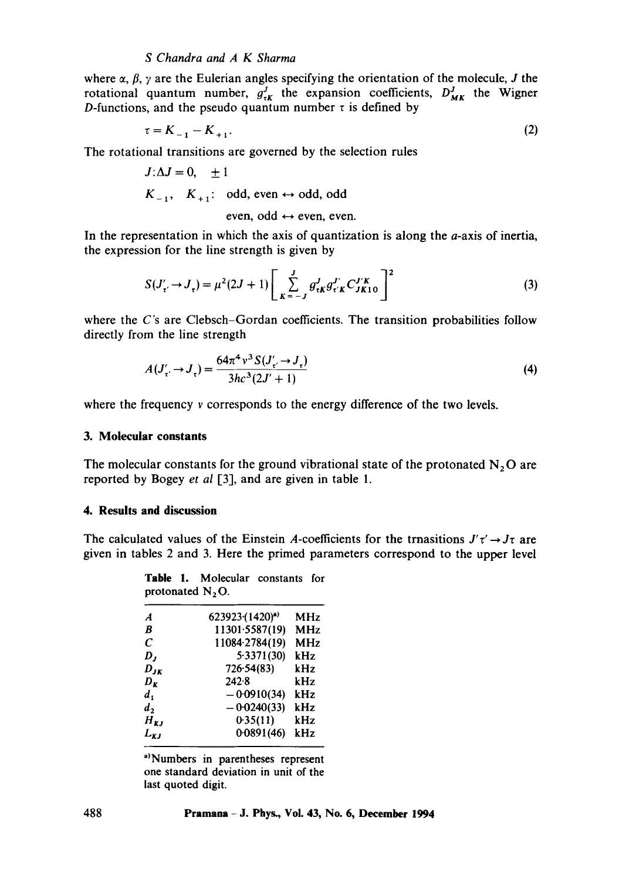where $\alpha$, $\beta$, $\gamma$ are the Eulerian angles specifying the orientation of the molecule, $J$ the rotational quantum number, $g^J_{\tau K}$ the expansion coefficients, $D^J_{MK}$ the Wigner $D$-functions, and the pseudo quantum number $\tau$ is defined by

$$\tau = K_{-1} - K_{+1}. \tag{2}$$

The rotational transitions are governed by the selection rules

$J$: $\Delta J = 0, \quad \pm 1$

$K_{-1}, \quad K_{+1}$: odd, even $\leftrightarrow$ odd, odd

even, odd $\leftrightarrow$ even, even.

In the representation in which the axis of quantization is along the $a$-axis of inertia, the expression for the line strength is given by

$$S(J'_{\tau'} \to J_\tau) = \mu^2(2J+1)\left[\sum_{K=-J}^{J} g^J_{\tau K} g^{J'}_{\tau' K} C^{J'K}_{JK10}\right]^2 \tag{3}$$

where the $C$'s are Clebsch–Gordan coefficients. The transition probabilities follow directly from the line strength

$$A(J'_{\tau'} \to J_\tau) = \frac{64\pi^4 \nu^3 S(J'_{\tau'} \to J_\tau)}{3hc^3(2J'+1)} \tag{4}$$

where the frequency $\nu$ corresponds to the energy difference of the two levels.

## 3. Molecular constants

The molecular constants for the ground vibrational state of the protonated $N_2O$ are reported by Bogey *et al* [3], and are given in table 1.

## 4. Results and discussion

The calculated values of the Einstein $A$-coefficients for the trnasitions $J'\tau' \to J\tau$ are given in tables 2 and 3. Here the primed parameters correspond to the upper level

**Table 1.** Molecular constants for protonated $N_2O$.

| | | |
|---|---|---|
| $A$ | 623923·(1420)[a] | MHz |
| $B$ | 11301·5587(19) | MHz |
| $C$ | 11084·2784(19) | MHz |
| $D_J$ | 5·3371(30) | kHz |
| $D_{JK}$ | 726·54(83) | kHz |
| $D_K$ | 242·8 | kHz |
| $d_1$ | −0·0910(34) | kHz |
| $d_2$ | −0·0240(33) | kHz |
| $H_{KJ}$ | 0·35(11) | kHz |
| $L_{KJ}$ | 0·0891(46) | kHz |

[a]Numbers in parentheses represent one standard deviation in unit of the last quoted digit.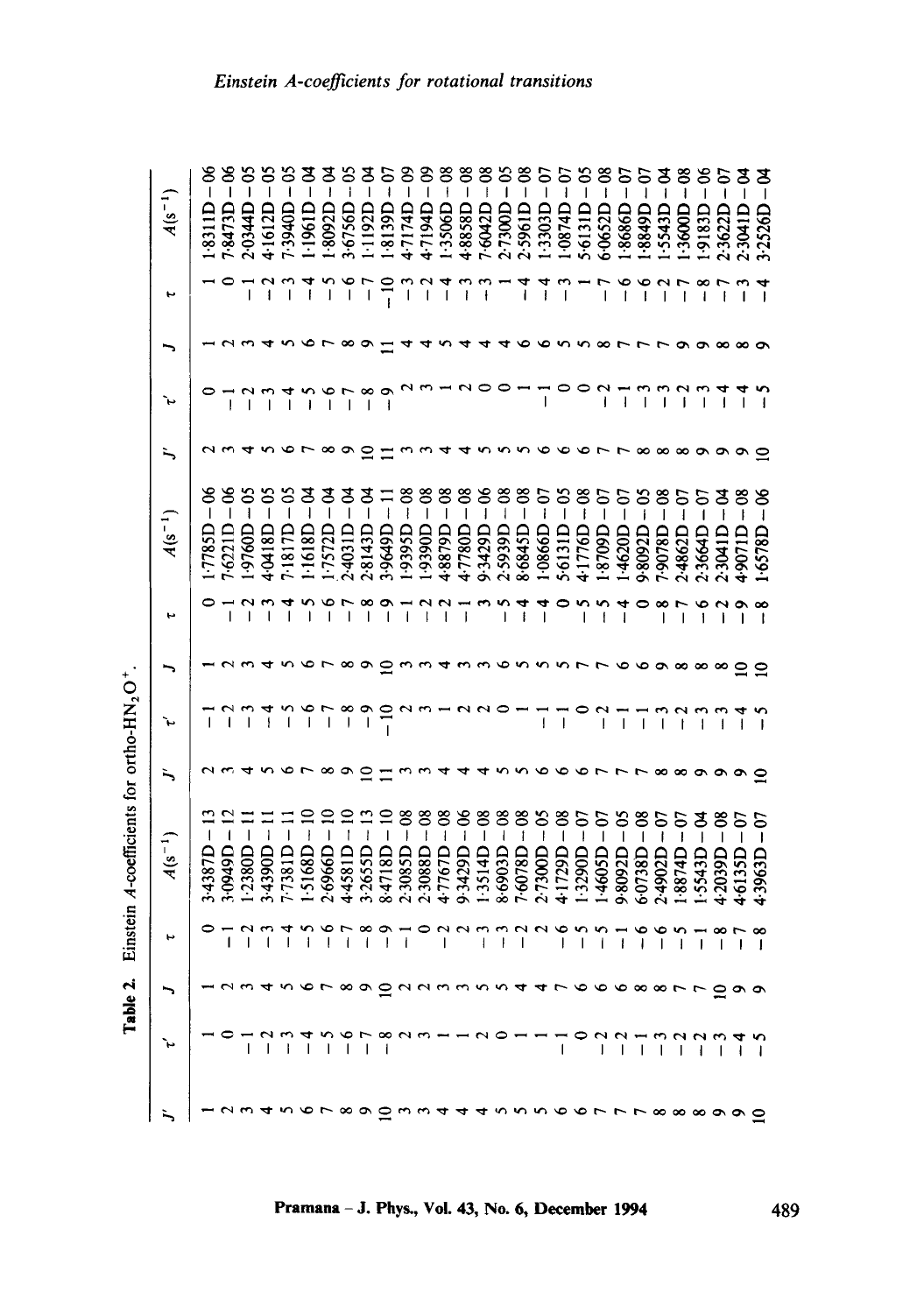**Table 2.** Einstein *A*-coefficients for ortho-$HN_2O^+$.

| $J'$ | $\tau'$ | $J$ | $\tau$ | $A(s^{-1})$ | $J'$ | $\tau'$ | $J$ | $\tau$ | $A(s^{-1})$ | $J'$ | $\tau'$ | $J$ | $\tau$ | $A(s^{-1})$ |
|---|---|---|---|---|---|---|---|---|---|---|---|---|---|---|
| 1 | 1 | 1 | 0 | 3·4387D−13 | 2 | −1 | 1 | 0 | 1·7785D−06 | 2 | 0 | 1 | 1 | 1·8311D−06 |
| 2 | 0 | 2 | −1 | 3·0949D−12 | 3 | −2 | 2 | −1 | 7·6221D−06 | 3 | −1 | 2 | 0 | 7·8473D−06 |
| 3 | −1 | 3 | −2 | 1·2380D−11 | 4 | −3 | 3 | −2 | 1·9760D−05 | 4 | −2 | 3 | −1 | 2·0344D−05 |
| 4 | −2 | 4 | −3 | 3·4390D−11 | 5 | −4 | 4 | −3 | 4·0418D−05 | 5 | −3 | 4 | −2 | 4·1612D−05 |
| 5 | −3 | 5 | −4 | 7·7381D−11 | 6 | −5 | 5 | −4 | 7·1817D−05 | 6 | −4 | 5 | −3 | 7·3940D−05 |
| 6 | −4 | 6 | −5 | 1·5168D−10 | 7 | −6 | 6 | −5 | 1·1618D−04 | 7 | −5 | 6 | −4 | 1·1961D−04 |
| 7 | −5 | 7 | −6 | 2·6966D−10 | 8 | −7 | 7 | −6 | 1·7572D−04 | 8 | −6 | 7 | −5 | 1·8092D−04 |
| 8 | −6 | 8 | −7 | 4·4581D−10 | 9 | −8 | 8 | −7 | 2·4031D−04 | 9 | −7 | 8 | −6 | 3·6756D−05 |
| 9 | −7 | 9 | −8 | 3·2655D−13 | 10 | −9 | 9 | −8 | 2·8143D−04 | 10 | −8 | 9 | −7 | 1·1192D−04 |
| 10 | −8 | 10 | −9 | 8·4718D−10 | 11 | −10 | 10 | −9 | 3·9649D−11 | 11 | −9 | 11 | −10 | 1·8139D−07 |
| 3 | 2 | 2 | 1 | 2·3085D−08 | 3 | 2 | 3 | −1 | 1·9395D−08 | 3 | 2 | 4 | −3 | 4·7174D−09 |
| 3 | 3 | 2 | 0 | 2·3088D−08 | 3 | 3 | 3 | −2 | 1·9390D−08 | 3 | 3 | 4 | −2 | 4·7194D−09 |
| 4 | 1 | 3 | −2 | 4·7767D−08 | 4 | 1 | 4 | −2 | 4·8879D−08 | 4 | 1 | 5 | −4 | 1·3506D−08 |
| 4 | 1 | 3 | 2 | 9·3429D−06 | 4 | 2 | 3 | −1 | 4·7780D−08 | 4 | 2 | 4 | −3 | 4·8858D−08 |
| 4 | 2 | 5 | −3 | 1·3514D−08 | 5 | 2 | 3 | 3 | 9·3429D−06 | 5 | 0 | 4 | −3 | 7·6042D−08 |
| 5 | 0 | 5 | −3 | 8·6903D−08 | 5 | 0 | 6 | −5 | 2·5939D−08 | 5 | 0 | 4 | 1 | 2·7300D−05 |
| 5 | 1 | 4 | −2 | 7·6078D−08 | 5 | 1 | 5 | −4 | 8·6845D−08 | 5 | 1 | 6 | −4 | 2·5961D−08 |
| 5 | 1 | 4 | 2 | 2·7300D−05 | 6 | −1 | 5 | −4 | 1·0866D−07 | 6 | −1 | 6 | −4 | 1·3303D−07 |
| 6 | −1 | 7 | −6 | 4·1729D−08 | 6 | −1 | 5 | 0 | 5·6131D−05 | 6 | 0 | 5 | −3 | 1·0874D−07 |
| 6 | 0 | 6 | −5 | 1·3290D−07 | 6 | 0 | 7 | −5 | 4·1776D−08 | 6 | 0 | 5 | 1 | 5·6131D−05 |
| 7 | −2 | 6 | −5 | 1·4605D−07 | 7 | −2 | 7 | −5 | 1·8709D−07 | 7 | −2 | 8 | −7 | 6·0652D−08 |
| 7 | −2 | 6 | −1 | 9·8092D−05 | 7 | −1 | 6 | −4 | 1·4620D−07 | 7 | −1 | 7 | −6 | 1·8686D−07 |
| 7 | −1 | 8 | −6 | 6·0738D−08 | 7 | −1 | 6 | 0 | 9·8092D−05 | 7 | −3 | 7 | −6 | 1·8849D−07 |
| 8 | −3 | 8 | −6 | 2·4902D−07 | 8 | −3 | 9 | −8 | 7·9078D−08 | 8 | −3 | 7 | −2 | 1·5543D−04 |
| 8 | −2 | 7 | −5 | 1·8874D−07 | 8 | −2 | 8 | −7 | 2·4862D−07 | 8 | −2 | 9 | −7 | 1·3600D−08 |
| 8 | −2 | 7 | −1 | 1·5543D−04 | 8 | −3 | 8 | −6 | 2·3664D−07 | 8 | −3 | 9 | −8 | 1·9183D−06 |
| 9 | −3 | 10 | −8 | 4·2039D−08 | 9 | −3 | 8 | −2 | 2·3041D−04 | 9 | −4 | 8 | −7 | 2·3622D−07 |
| 9 | −4 | 9 | −7 | 4·6135D−07 | 9 | −4 | 10 | −9 | 4·9071D−08 | 9 | −4 | 8 | −3 | 2·3041D−04 |
| 10 | −5 | 9 | −8 | 4·3963D−07 | 10 | −5 | 10 | −8 | 1·6578D−06 | 10 | −5 | 9 | −4 | 3·2526D−04 |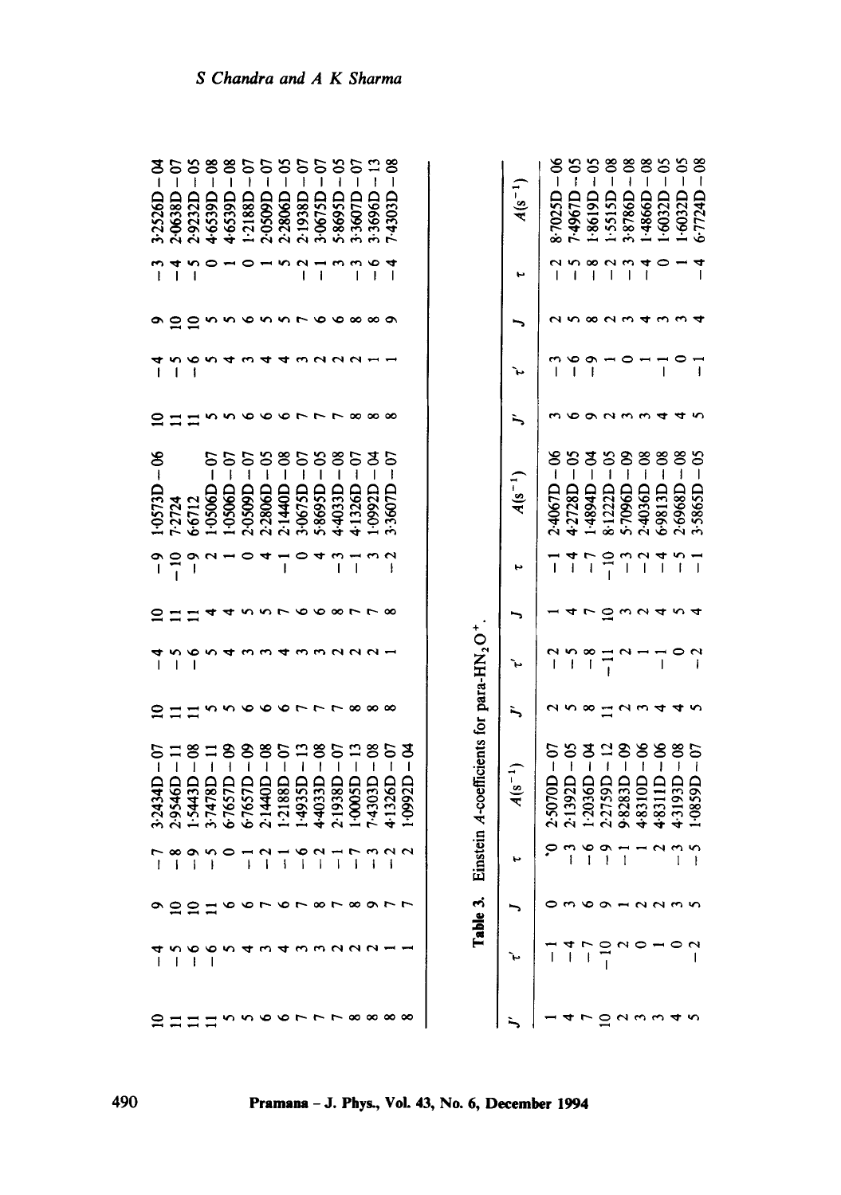| $J'$ | $\tau'$ | $J$ | $\tau$ | $A(s^{-1})$ | $J'$ | $\tau'$ | $J$ | $\tau$ | $A(s^{-1})$ | $J'$ | $\tau'$ | $J$ | $\tau$ | $A(s^{-1})$ |
|---|---|---|---|---|---|---|---|---|---|---|---|---|---|---|
| 10 | −4 | 9 | −7 | 3·2434D − 07 | 10 | −4 | 10 | −9 | 1·0573D − 06 | 10 | −4 | 9 | −3 | 3·2526D − 04 |
| 11 | −5 | 10 | −8 | 2·9546D − 11 | 11 | −5 | 11 | −10 | 7·2724 | 11 | −5 | 10 | −4 | 2·0638D − 07 |
| 11 | −6 | 10 | −9 | 1·5443D − 08 | 11 | −6 | 11 | −9 | 6·6712 | 11 | −6 | 10 | −5 | 2·9232D − 05 |
| 11 | −6 | 11 | −5 | 3·7478D − 11 | 5 | 5 | 4 | 2 | 1·0506D − 07 | 5 | 5 | 5 | 0 | 4·6539D − 08 |
| 5 | 5 | 6 | 0 | 6·7657D − 09 | 5 | 4 | 4 | 1 | 1·0506D − 07 | 5 | 4 | 5 | 1 | 4·6539D − 08 |
| 5 | 4 | 6 | −1 | 6·7657D − 09 | 6 | 3 | 5 | 0 | 2·0509D − 07 | 6 | 3 | 6 | 0 | 1·2188D − 07 |
| 6 | 3 | 7 | −2 | 2·1440D − 08 | 6 | 4 | 5 | 4 | 2·2806D − 05 | 6 | 4 | 5 | 1 | 2·0509D − 07 |
| 6 | 4 | 6 | −1 | 1·2188D − 07 | 7 | 3 | 7 | −1 | 2·1440D − 08 | 6 | 5 | 5 | 5 | 2·2806D − 05 |
| 7 | 3 | 7 | −6 | 1·4935D − 13 | 7 | 3 | 6 | 0 | 3·0675D − 07 | 7 | 3 | 7 | −2 | 2·1938D − 07 |
| 7 | 3 | 8 | −2 | 4·4033D − 08 | 7 | 2 | 6 | 4 | 5·8695D − 05 | 7 | 2 | 6 | −1 | 3·0675D − 07 |
| 7 | 2 | 7 | −1 | 2·1938D − 07 | 8 | 2 | 8 | −3 | 4·4033D − 08 | 7 | 2 | 6 | 3 | 5·8695D − 05 |
| 8 | 2 | 8 | −7 | 1·0005D − 13 | 8 | 2 | 7 | −1 | 4·1326D − 07 | 8 | 2 | 8 | −3 | 3·3607D − 07 |
| 8 | 2 | 9 | −3 | 7·4303D − 08 | 8 | 1 | 7 | 3 | 1·0992D − 04 | 8 | 1 | 8 | −6 | 3·3696D − 13 |
| 8 | 1 | 7 | −2 | 4·1326D − 07 | 8 | 1 | 8 | −2 | 3·3607D − 07 | 8 | 1 | 9 | −4 | 7·4303D − 08 |
| 8 | 1 | 7 | 2 | 1·0992D − 04 | | | | | | | | | | |

**Table 3.** Einstein $A$-coefficients for para-$HN_2O^+$.

| $J'$ | $\tau'$ | $J$ | $\tau$ | $A(s^{-1})$ | $J'$ | $\tau'$ | $J$ | $\tau$ | $A(s^{-1})$ | $J'$ | $\tau'$ | $J$ | $\tau$ | $A(s^{-1})$ |
|---|---|---|---|---|---|---|---|---|---|---|---|---|---|---|
| 1 | −1 | 0 | 0 | 2·5070D − 07 | 2 | −2 | 1 | −1 | 2·4067D − 06 | 3 | −3 | 2 | −2 | 8·7025D − 06 |
| 4 | −4 | 3 | −3 | 2·1392D − 05 | 5 | −5 | 4 | −4 | 4·2728D − 05 | 6 | −6 | 5 | −5 | 7·4967D − 05 |
| 7 | −7 | 6 | −6 | 1·2036D − 04 | 8 | −8 | 7 | −7 | 1·4894D − 04 | 9 | −9 | 8 | −8 | 1·8619D − 05 |
| 10 | −10 | 9 | −9 | 2·2759D − 12 | 11 | −11 | 10 | −10 | 8·1222D − 05 | 2 | 1 | 2 | −2 | 1·5515D − 08 |
| 2 | 2 | 1 | −1 | 9·8283D − 09 | 2 | 2 | 3 | −3 | 5·7096D − 09 | 3 | 0 | 3 | −3 | 3·8786D − 08 |
| 3 | 0 | 2 | 1 | 4·8310D − 06 | 3 | 1 | 2 | −2 | 2·4036D − 08 | 3 | 1 | 4 | −4 | 1·4866D − 08 |
| 3 | 1 | 2 | 2 | 4·8311D − 06 | 4 | −1 | 4 | −4 | 6·9813D − 08 | 4 | −1 | 3 | 0 | 1·6032D − 05 |
| 4 | 0 | 3 | −3 | 4·3193D − 08 | 4 | 0 | 5 | −5 | 2·6968D − 08 | 4 | 0 | 3 | 1 | 1·6032D − 05 |
| 5 | −2 | 5 | −5 | 1·0859D − 07 | 5 | −2 | 4 | −1 | 3·5865D − 05 | 5 | −1 | 4 | −4 | 6·7724D − 08 |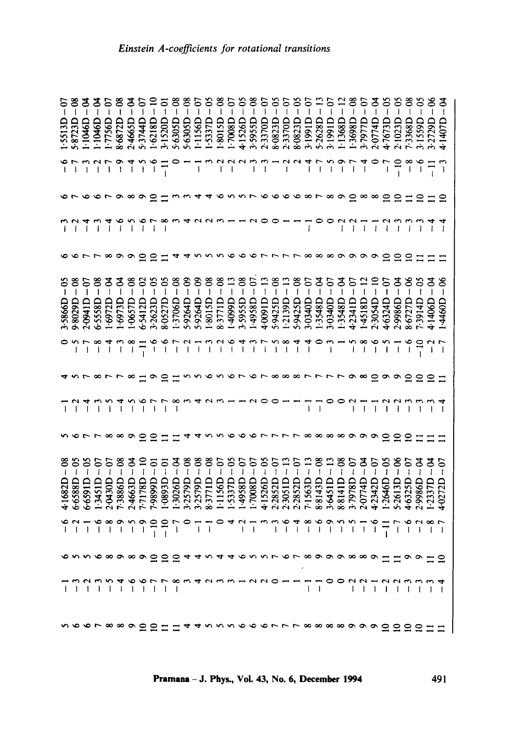| $J$ | $\tau$ | $J'$ | $\tau'$ | $A$ | $J$ | $\tau$ | $J'$ | $\tau'$ | $A$ | $J$ | $\tau$ | $J'$ | $\tau'$ | $A$ |
|---|---|---|---|---|---|---|---|---|---|---|---|---|---|---|
| 5 | −1 | 6 | −6 | 4·1682D −08 | 5 | −1 | 4 | 0 | 3·5866D −05 | 6 | −3 | 6 | −6 | 1·5513D −07 |
| 6 | −3 | 5 | −2 | 6·6588D −05 | 6 | −2 | 5 | −5 | 9·8029D −08 | 6 | −2 | 7 | −7 | 5·8723D −08 |
| 6 | −2 | 5 | −1 | 6·6591D −05 | 7 | −4 | 7 | −7 | 2·0941D −07 | 7 | −4 | 6 | −3 | 1·1046D −04 |
| 7 | −3 | 6 | −6 | 1·3451D −07 | 7 | −3 | 8 | −8 | 6·5558D −08 | 7 | −3 | 6 | −2 | 1·1046D −04 |
| 8 | −5 | 8 | −8 | 2·0430D −07 | 8 | −5 | 7 | −4 | 1·6972D −04 | 8 | −4 | 7 | −7 | 1·7756D −07 |
| 8 | −4 | 9 | −9 | 7·3886D −08 | 8 | −4 | 7 | −3 | 1·6973D −04 | 9 | −6 | 9 | −9 | 8·6872D −08 |
| 9 | −6 | 8 | −5 | 2·4663D −04 | 9 | −5 | 8 | −8 | 1·0657D −08 | 9 | −5 | 8 | −4 | 2·4665D −04 |
| 10 | −6 | 9 | −9 | 7·7178D −10 | 10 | −6 | 11 | −11 | 6·5412D −02 | 10 | −6 | 9 | −5 | 5·3744D −07 |
| 10 | −7 | 10 | −10 | 7·9899D −01 | 10 | −7 | 9 | −6 | 3·2623D −05 | 10 | −7 | 10 | −6 | 1·6218D −10 |
| 11 | −7 | 10 | −10 | 1·0893D −01 | 11 | −7 | 10 | −6 | 8·0527D −05 | 11 | −8 | 11 | −11 | 3·1520D −01 |
| 11 | −8 | 10 | −7 | 1·3026D −04 | 11 | −8 | 11 | −7 | 1·3706D −08 | 4 | 3 | 3 | 0 | 5·6305D −08 |
| 4 | 3 | 4 | 0 | 3·2579D −08 | 4 | 3 | 5 | −2 | 5·9264D −09 | 4 | 4 | 3 | 1 | 5·6305D −08 |
| 4 | 4 | 4 | −1 | 3·2579D −08 | 4 | 4 | 5 | −1 | 5·9264D −09 | 5 | 2 | 4 | −1 | 1·1156D −07 |
| 5 | 2 | 5 | −1 | 8·3771D −08 | 5 | 2 | 6 | −3 | 1·8015D −08 | 5 | 2 | 4 | −1 | 1·5337D −05 |
| 5 | 3 | 4 | 0 | 1·1156D −07 | 5 | 3 | 5 | −2 | 8·3771D −08 | 5 | 3 | 4 | 3 | 1·8015D −08 |
| 5 | 3 | 4 | 4 | 1·5337D −05 | 5 | 1 | 6 | −6 | 1·4099D −13 | 6 | 1 | 6 | −2 | 1·7008D −07 |
| 6 | 1 | 6 | −2 | 1·4958D −07 | 6 | 1 | 7 | −4 | 3·5955D −08 | 6 | 1 | 5 | −2 | 4·1526D −05 |
| 6 | 2 | 5 | −1 | 1·7008D −07 | 6 | 2 | 6 | −3 | 1·4958D −07 | 6 | 1 | 5 | −3 | 3·5955D −08 |
| 6 | 2 | 5 | 3 | 4·1526D −05 | 6 | 0 | 7 | −7 | 4·0091D −13 | 7 | 2 | 7 | −3 | 2·3370D −07 |
| 7 | 0 | 7 | −3 | 2·2852D −07 | 7 | 0 | 6 | −5 | 5·9425D −08 | 7 | 0 | 6 | 1 | 8·0823D −05 |
| 7 | 1 | 6 | −6 | 2·3051D −13 | 7 | 1 | 7 | −8 | 1·2139D −13 | 7 | 0 | 6 | −2 | 2·3370D −07 |
| 7 | 1 | 7 | −4 | 2·2852D −07 | 7 | 1 | 8 | −4 | 5·9425D −08 | 7 | 1 | 6 | 2 | 8·0823D −05 |
| 8 | −1 | 8 | −8 | 7·1563D −13 | 7 | −1 | 8 | −4 | 3·0340D −07 | 8 | 1 | 8 | −4 | 3·1991D −07 |
| 8 | −1 | 9 | −6 | 8·8143D −08 | 8 | −1 | 8 | 0 | 1·3548D −04 | 8 | −1 | 7 | −7 | 5·2628D −13 |
| 8 | 0 | 9 | −9 | 3·6451D −13 | 8 | 0 | 7 | −3 | 3·0340D −07 | 8 | 0 | 8 | −5 | 3·1991D −07 |
| 8 | 0 | 9 | −5 | 8·8141D −08 | 8 | 0 | 7 | 1 | 1·3548D −04 | 9 | 0 | 9 | −9 | 1·1368D −12 |
| 9 | −2 | 8 | −5 | 3·7978D −07 | 9 | −2 | 7 | −5 | 4·2341D −07 | 9 | 0 | 10 | −7 | 1·3698D −08 |
| 9 | −2 | 8 | −1 | 2·0774D −04 | 9 | −1 | 9 | −8 | 1·4518D −12 | 9 | −2 | 8 | −4 | 3·7977D −07 |
| 9 | −1 | 9 | −6 | 4·2342D −07 | 9 | −1 | 10 | −6 | 2·3054D −10 | 9 | −2 | 8 | 0 | 2·0774D −04 |
| 10 | −2 | 11 | −11 | 1·2646D −05 | 10 | −1 | 9 | −5 | 4·6324D −07 | 10 | −1 | 10 | −7 | 4·7673D −05 |
| 10 | −2 | 11 | −7 | 5·2613D −06 | 10 | −2 | 9 | −1 | 2·9986D −04 | 10 | −1 | 10 | −10 | 2·1023D −05 |
| 10 | −3 | 9 | −6 | 4·6325D −07 | 10 | −2 | 10 | −6 | 8·6727D −06 | 10 | −2 | 11 | −8 | 7·3368D −08 |
| 10 | −3 | 9 | −2 | 2·9986D −04 | 11 | −3 | 10 | −10 | 7·3914D −05 | 11 | −3 | 10 | −6 | 3·1559D −05 |
| 11 | −3 | 11 | −8 | 1·2337D −04 | 11 | −3 | 10 | −2 | 4·1406D −04 | 11 | −4 | 11 | −11 | 3·2729D −06 |
| 11 | −4 | 10 | −7 | 4·0272D −07 | 11 | −4 | 11 | −7 | 1·4460D −06 | 11 | −4 | 10 | −3 | 4·1407D −04 |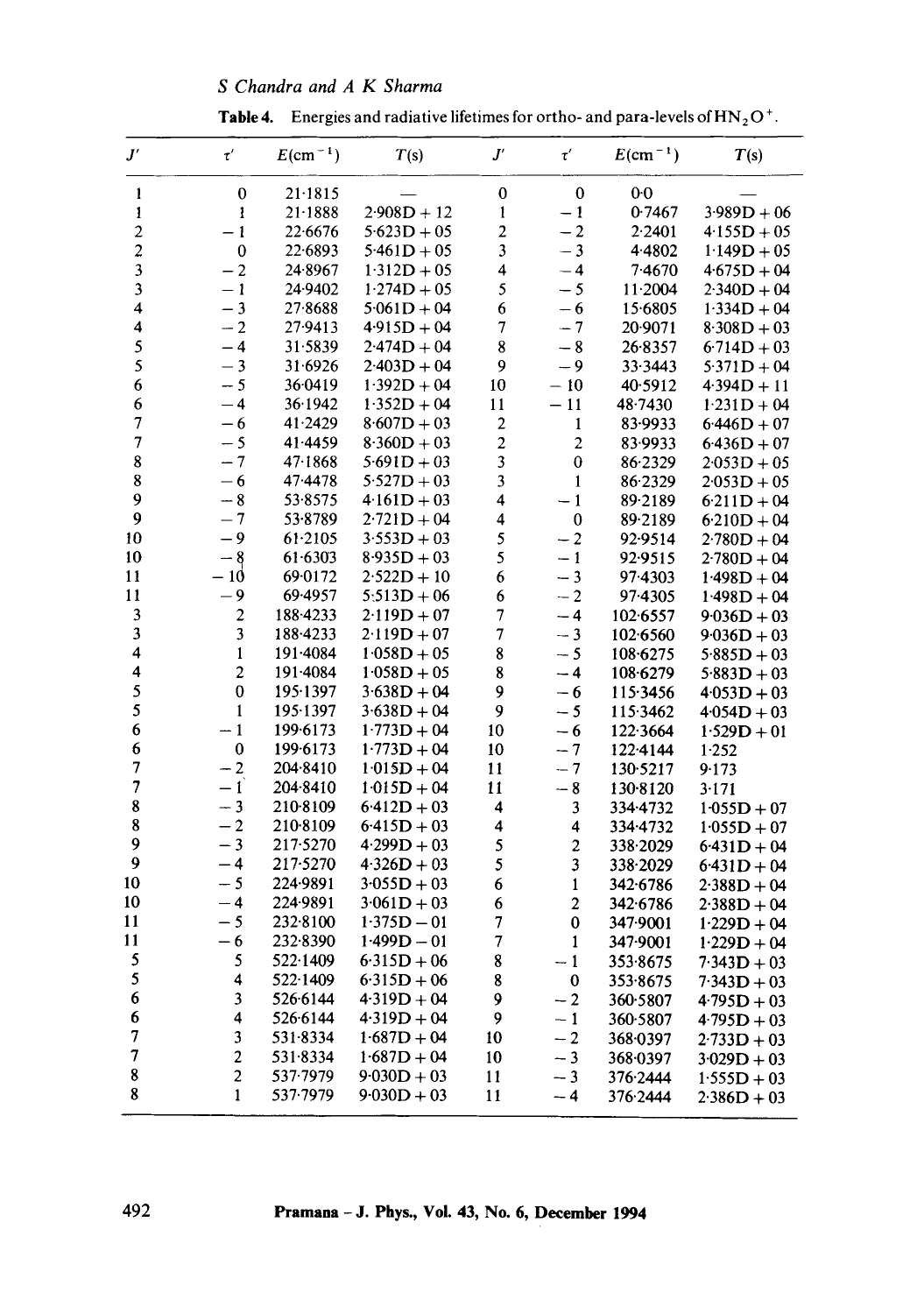**Table 4.** Energies and radiative lifetimes for ortho- and para-levels of $HN_2O^+$.

| $J'$ | $\tau'$ | $E(\mathrm{cm}^{-1})$ | $T$(s) | $J'$ | $\tau'$ | $E(\mathrm{cm}^{-1})$ | $T$(s) |
|---|---|---|---|---|---|---|---|
| 1 | 0 | 21·1815 | — | 0 | 0 | 0·0 | — |
| 1 | 1 | 21·1888 | 2·908D + 12 | 1 | −1 | 0·7467 | 3·989D + 06 |
| 2 | −1 | 22·6676 | 5·623D + 05 | 2 | −2 | 2·2401 | 4·155D + 05 |
| 2 | 0 | 22·6893 | 5·461D + 05 | 3 | −3 | 4·4802 | 1·149D + 05 |
| 3 | −2 | 24·8967 | 1·312D + 05 | 4 | −4 | 7·4670 | 4·675D + 04 |
| 3 | −1 | 24·9402 | 1·274D + 05 | 5 | −5 | 11·2004 | 2·340D + 04 |
| 4 | −3 | 27·8688 | 5·061D + 04 | 6 | −6 | 15·6805 | 1·334D + 04 |
| 4 | −2 | 27·9413 | 4·915D + 04 | 7 | −7 | 20·9071 | 8·308D + 03 |
| 5 | −4 | 31·5839 | 2·474D + 04 | 8 | −8 | 26·8357 | 6·714D + 03 |
| 5 | −3 | 31·6926 | 2·403D + 04 | 9 | −9 | 33·3443 | 5·371D + 04 |
| 6 | −5 | 36·0419 | 1·392D + 04 | 10 | −10 | 40·5912 | 4·394D + 11 |
| 6 | −4 | 36·1942 | 1·352D + 04 | 11 | −11 | 48·7430 | 1·231D + 04 |
| 7 | −6 | 41·2429 | 8·607D + 03 | 2 | 1 | 83·9933 | 6·446D + 07 |
| 7 | −5 | 41·4459 | 8·360D + 03 | 2 | 2 | 83·9933 | 6·436D + 07 |
| 8 | −7 | 47·1868 | 5·691D + 03 | 3 | 0 | 86·2329 | 2·053D + 05 |
| 8 | −6 | 47·4478 | 5·527D + 03 | 3 | 1 | 86·2329 | 2·053D + 05 |
| 9 | −8 | 53·8575 | 4·161D + 03 | 4 | −1 | 89·2189 | 6·211D + 04 |
| 9 | −7 | 53·8789 | 2·721D + 04 | 4 | 0 | 89·2189 | 6·210D + 04 |
| 10 | −9 | 61·2105 | 3·553D + 03 | 5 | −2 | 92·9514 | 2·780D + 04 |
| 10 | −8 | 61·6303 | 8·935D + 03 | 5 | −1 | 92·9515 | 2·780D + 04 |
| 11 | −10 | 69·0172 | 2·522D + 10 | 6 | −3 | 97·4303 | 1·498D + 04 |
| 11 | −9 | 69·4957 | 5·513D + 06 | 6 | −2 | 97·4305 | 1·498D + 04 |
| 3 | 2 | 188·4233 | 2·119D + 07 | 7 | −4 | 102·6557 | 9·036D + 03 |
| 3 | 3 | 188·4233 | 2·119D + 07 | 7 | −3 | 102·6560 | 9·036D + 03 |
| 4 | 1 | 191·4084 | 1·058D + 05 | 8 | −5 | 108·6275 | 5·885D + 03 |
| 4 | 2 | 191·4084 | 1·058D + 05 | 8 | −4 | 108·6279 | 5·883D + 03 |
| 5 | 0 | 195·1397 | 3·638D + 04 | 9 | −6 | 115·3456 | 4·053D + 03 |
| 5 | 1 | 195·1397 | 3·638D + 04 | 9 | −5 | 115·3462 | 4·054D + 03 |
| 6 | −1 | 199·6173 | 1·773D + 04 | 10 | −6 | 122·3664 | 1·529D + 01 |
| 6 | 0 | 199·6173 | 1·773D + 04 | 10 | −7 | 122·4144 | 1·252 |
| 7 | −2 | 204·8410 | 1·015D + 04 | 11 | −7 | 130·5217 | 9·173 |
| 7 | −1 | 204·8410 | 1·015D + 04 | 11 | −8 | 130·8120 | 3·171 |
| 8 | −3 | 210·8109 | 6·412D + 03 | 4 | 3 | 334·4732 | 1·055D + 07 |
| 8 | −2 | 210·8109 | 6·415D + 03 | 4 | 4 | 334·4732 | 1·055D + 07 |
| 9 | −3 | 217·5270 | 4·299D + 03 | 5 | 2 | 338·2029 | 6·431D + 04 |
| 9 | −4 | 217·5270 | 4·326D + 03 | 5 | 3 | 338·2029 | 6·431D + 04 |
| 10 | −5 | 224·9891 | 3·055D + 03 | 6 | 1 | 342·6786 | 2·388D + 04 |
| 10 | −4 | 224·9891 | 3·061D + 03 | 6 | 2 | 342·6786 | 2·388D + 04 |
| 11 | −5 | 232·8100 | 1·375D − 01 | 7 | 0 | 347·9001 | 1·229D + 04 |
| 11 | −6 | 232·8390 | 1·499D − 01 | 7 | 1 | 347·9001 | 1·229D + 04 |
| 5 | 5 | 522·1409 | 6·315D + 06 | 8 | −1 | 353·8675 | 7·343D + 03 |
| 5 | 4 | 522·1409 | 6·315D + 06 | 8 | 0 | 353·8675 | 7·343D + 03 |
| 6 | 3 | 526·6144 | 4·319D + 04 | 9 | −2 | 360·5807 | 4·795D + 03 |
| 6 | 4 | 526·6144 | 4·319D + 04 | 9 | −1 | 360·5807 | 4·795D + 03 |
| 7 | 3 | 531·8334 | 1·687D + 04 | 10 | −2 | 368·0397 | 2·733D + 03 |
| 7 | 2 | 531·8334 | 1·687D + 04 | 10 | −3 | 368·0397 | 3·029D + 03 |
| 8 | 2 | 537·7979 | 9·030D + 03 | 11 | −3 | 376·2444 | 1·555D + 03 |
| 8 | 1 | 537·7979 | 9·030D + 03 | 11 | −4 | 376·2444 | 2·386D + 03 |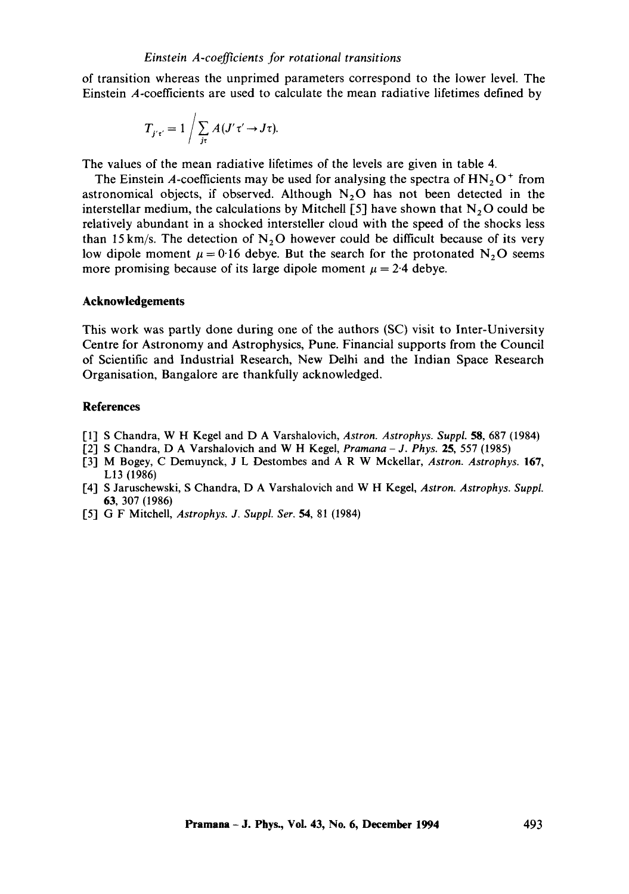of transition whereas the unprimed parameters correspond to the lower level. The Einstein $A$-coefficients are used to calculate the mean radiative lifetimes defined by

$$T_{j'\tau'} = 1 \Big/ \sum_{j\tau} A(J'\tau' \rightarrow J\tau).$$

The values of the mean radiative lifetimes of the levels are given in table 4.

The Einstein $A$-coefficients may be used for analysing the spectra of $HN_2O^+$ from astronomical objects, if observed. Although $N_2O$ has not been detected in the interstellar medium, the calculations by Mitchell [5] have shown that $N_2O$ could be relatively abundant in a shocked intersteller cloud with the speed of the shocks less than 15 km/s. The detection of $N_2O$ however could be difficult because of its very low dipole moment $\mu = 0{\cdot}16$ debye. But the search for the protonated $N_2O$ seems more promising because of its large dipole moment $\mu = 2{\cdot}4$ debye.

## Acknowledgements

This work was partly done during one of the authors (SC) visit to Inter-University Centre for Astronomy and Astrophysics, Pune. Financial supports from the Council of Scientific and Industrial Research, New Delhi and the Indian Space Research Organisation, Bangalore are thankfully acknowledged.

## References

[1] S Chandra, W H Kegel and D A Varshalovich, *Astron. Astrophys. Suppl.* **58**, 687 (1984)

[2] S Chandra, D A Varshalovich and W H Kegel, *Pramana – J. Phys.* **25**, 557 (1985)

[3] M Bogey, C Demuynck, J L Destombes and A R W Mckellar, *Astron. Astrophys.* **167**, L13 (1986)

[4] S Jaruschewski, S Chandra, D A Varshalovich and W H Kegel, *Astron. Astrophys. Suppl.* **63**, 307 (1986)

[5] G F Mitchell, *Astrophys. J. Suppl. Ser.* **54**, 81 (1984)